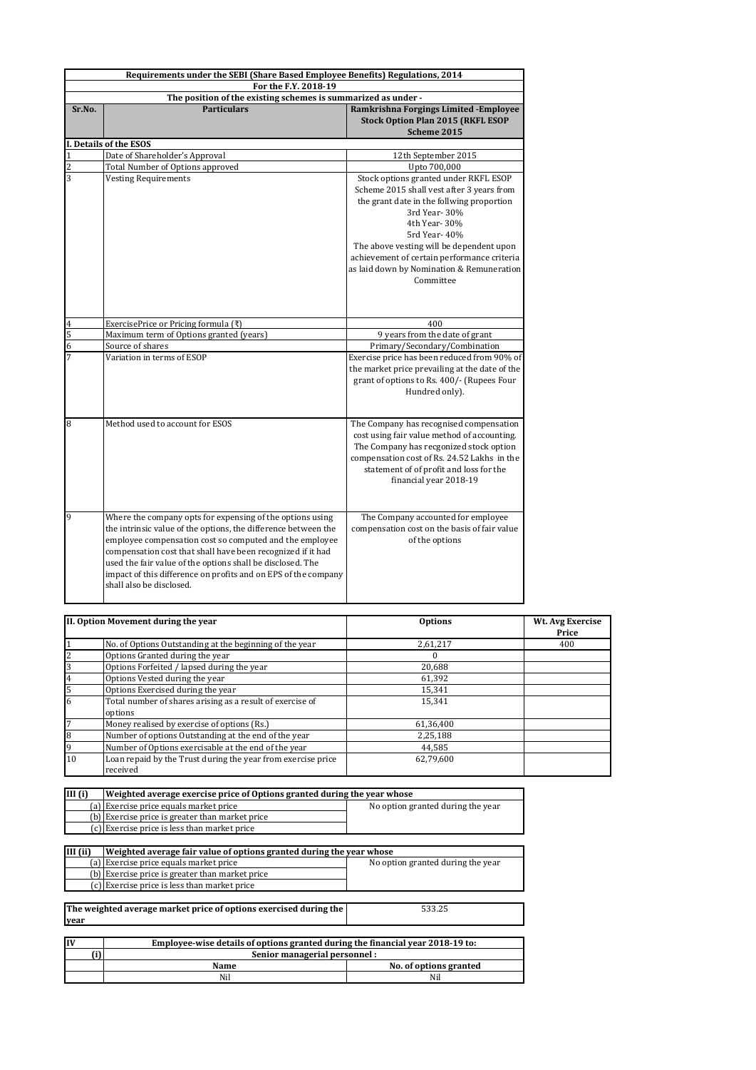| Requirements under the SEBI (Share Based Employee Benefits) Regulations, 2014 | | |
|---|---|---|
| For the F.Y. 2018-19 | | |
| The position of the existing schemes is summarized as under - | | |
| **Sr.No.** | **Particulars** | **Ramkrishna Forgings Limited -Employee Stock Option Plan 2015 (RKFL ESOP Scheme 2015** |
| **I. Details of the ESOS** | | |
| 1 | Date of Shareholder's Approval | 12th September 2015 |
| 2 | Total Number of Options approved | Upto 700,000 |
| 3 | Vesting Requirements | Stock options granted under RKFL ESOP Scheme 2015 shall vest after 3 years from the grant date in the follwing proportion 3rd Year- 30% 4th Year- 30% 5rd Year- 40% The above vesting will be dependent upon achievement of certain performance criteria as laid down by Nomination & Remuneration Committee |
| 4 | ExercisePrice or Pricing formula (₹) | 400 |
| 5 | Maximum term of Options granted (years) | 9 years from the date of grant |
| 6 | Source of shares | Primary/Secondary/Combination |
| 7 | Variation in terms of ESOP | Exercise price has been reduced from 90% of the market price prevailing at the date of the grant of options to Rs. 400/- (Rupees Four Hundred only). |
| 8 | Method used to account for ESOS | The Company has recognised compensation cost using fair value method of accounting. The Company has recgonized stock option compensation cost of Rs. 24.52 Lakhs in the statement of of profit and loss for the financial year 2018-19 |
| 9 | Where the company opts for expensing of the options using the intrinsic value of the options, the difference between the employee compensation cost so computed and the employee compensation cost that shall have been recognized if it had used the fair value of the options shall be disclosed. The impact of this difference on profits and on EPS of the company shall also be disclosed. | The Company accounted for employee compensation cost on the basis of fair value of the options |

| II. Option Movement during the year | | Options | Wt. Avg Exercise Price |
|---|---|---|---|
| 1 | No. of Options Outstanding at the beginning of the year | 2,61,217 | 400 |
| 2 | Options Granted during the year | 0 | |
| 3 | Options Forfeited / lapsed during the year | 20,688 | |
| 4 | Options Vested during the year | 61,392 | |
| 5 | Options Exercised during the year | 15,341 | |
| 6 | Total number of shares arising as a result of exercise of options | 15,341 | |
| 7 | Money realised by exercise of options (Rs.) | 61,36,400 | |
| 8 | Number of options Outstanding at the end of the year | 2,25,188 | |
| 9 | Number of Options exercisable at the end of the year | 44,585 | |
| 10 | Loan repaid by the Trust during the year from exercise price received | 62,79,600 | |

| III (i) | Weighted average exercise price of Options granted during the year whose | |
|---|---|---|
| (a) | Exercise price equals market price | No option granted during the year |
| (b) | Exercise price is greater than market price | |
| (c) | Exercise price is less than market price | |

| III (ii) | Weighted average fair value of options granted during the year whose | |
|---|---|---|
| (a) | Exercise price equals market price | No option granted during the year |
| (b) | Exercise price is greater than market price | |
| (c) | Exercise price is less than market price | |

| The weighted average market price of options exercised during the year | 533.25 |
|---|---|

| IV | Employee-wise details of options granted during the financial year 2018-19 to: | |
|---|---|---|
| (i) | Senior managerial personnel : | |
| | Name | No. of options granted |
| | Nil | Nil |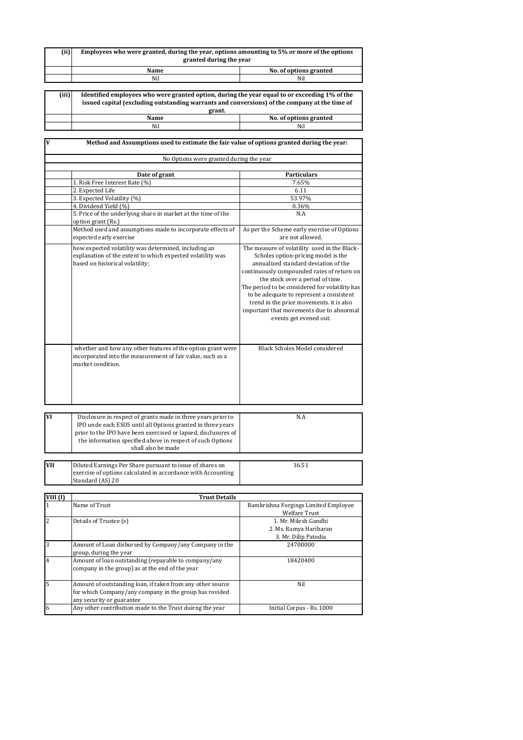| (ii) | Employees who were granted, during the year, options amounting to 5% or more of the options granted during the year | |
|---|---|---|
| | **Name** | **No. of options granted** |
| | Nil | Nil |

| (iii) | Identified employees who were granted option, during the year equal to or exceeding 1% of the issued capital (excluding outstanding warrants and conversions) of the company at the time of grant. | |
|---|---|---|
| | **Name** | **No. of options granted** |
| | Nil | Nil |

| V | Method and Assumptions used to estimate the fair value of options granted during the year: | |
|---|---|---|
| | No Options were granted during the year | |
| | **Date of grant** | **Particulars** |
| | 1. Risk Free Interest Rate (%) | 7.65% |
| | 2. Expected Life | 6.11 |
| | 3. Expected Volatility (%) | 53.97% |
| | 4. Dividend Yield (%) | 0.36% |
| | 5. Price of the underlying share in market at the time of the option grant (Rs.) | N.A |
| | Method used and assumptions made to incorporate effects of expected early exercise | As per the Scheme early exercise of Options are not allowed. |
| | how expected volatility was determined, including an explanation of the extent to which expected volatility was based on historical volatility; | The measure of volatility used in the Black-Scholes option-pricing model is the annualized standard deviation of the continuously compounded rates of return on the stock over a period of time. The period to be considered for volatility has to be adequate to represent a consistent trend in the price movements. it is also important that movements due to abnormal events get evened out. |
| | whether and how any other features of the option grant were incorporated into the measurement of fair value, such as a market condition. | Black Scholes Model considered |

| VI | Disclosure in respect of grants made in three years prior to IPO unde each ESOS until all Options granted in three years prior to the IPO have been exercised or lapsed, disclusures of the information specified above in respect of such Options shall also be made | N.A |
|---|---|---|

| VII | Diluted Earnings Per Share pursuant to issue of shares on exercise of options calculated in accordance with Accounting Standard (AS) 20 | 36.51 |
|---|---|---|

| VIII (I) | Trust Details | |
|---|---|---|
| 1 | Name of Trust | Ramkrishna Forgings Limited Employee Welfare Trust |
| 2 | Details of Trustee (s) | 1. Mr. Milesh Gandhi<br>2. Ms. Ramya Hariharan<br>3. Mr. Dilip Patodia |
| 3 | Amount of Loan disbursed by Company/any Company in the group, during the year | 24700000 |
| 4 | Amount of loan outstanding (repayable to company/any company in the group) as at the end of the year | 18420400 |
| 5 | Amount of outstanding loan, if taken from any other source for which Company/any company in the group has rovided any security or guarantee | Nil |
| 6 | Any other contribution made to the Trust duirng the year | Initial Corpus - Rs. 1000 |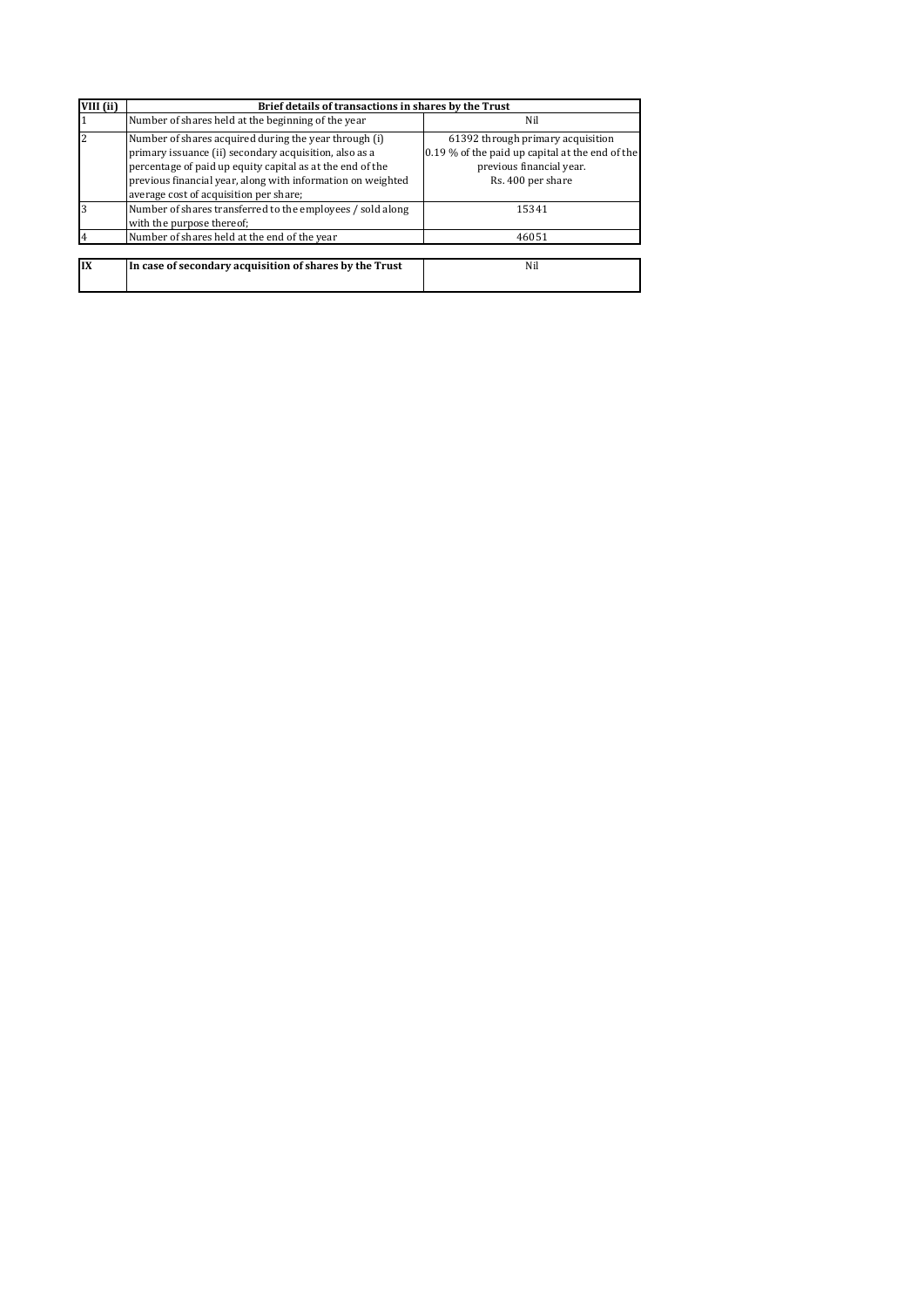| VIII (ii) | Brief details of transactions in shares by the Trust | |
|---|---|---|
| 1 | Number of shares held at the beginning of the year | Nil |
| 2 | Number of shares acquired during the year through (i) primary issuance (ii) secondary acquisition, also as a percentage of paid up equity capital as at the end of the previous financial year, along with information on weighted average cost of acquisition per share; | 61392 through primary acquisition<br>0.19 % of the paid up capital at the end of the previous financial year.<br>Rs. 400 per share |
| 3 | Number of shares transferred to the employees / sold along with the purpose thereof; | 15341 |
| 4 | Number of shares held at the end of the year | 46051 |

| IX | In case of secondary acquisition of shares by the Trust | Nil |
|---|---|---|